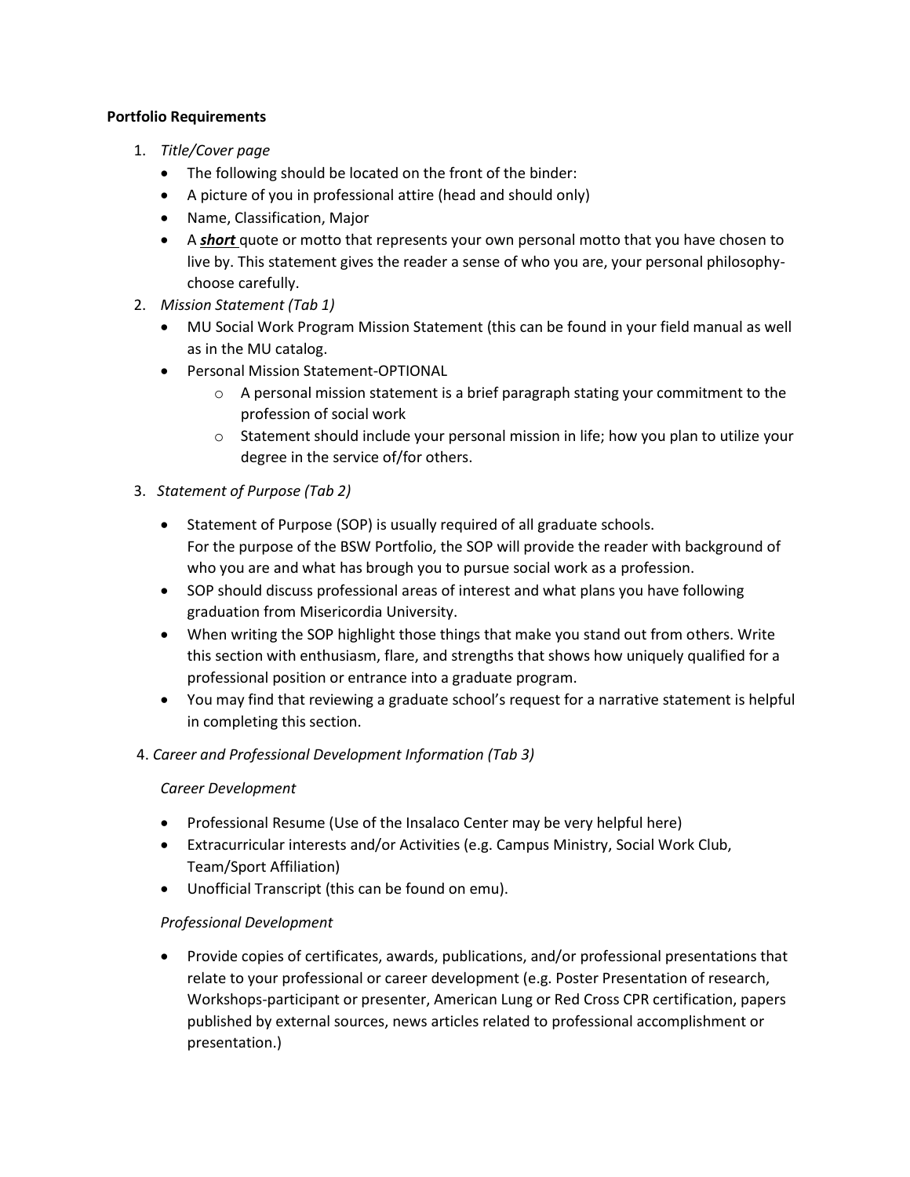**Portfolio Requirements**

1. *Title/Cover page*
   - The following should be located on the front of the binder:
   - A picture of you in professional attire (head and should only)
   - Name, Classification, Major
   - A ***short*** quote or motto that represents your own personal motto that you have chosen to live by. This statement gives the reader a sense of who you are, your personal philosophy-choose carefully.
2. *Mission Statement (Tab 1)*
   - MU Social Work Program Mission Statement (this can be found in your field manual as well as in the MU catalog.
   - Personal Mission Statement-OPTIONAL
     - A personal mission statement is a brief paragraph stating your commitment to the profession of social work
     - Statement should include your personal mission in life; how you plan to utilize your degree in the service of/for others.
3. *Statement of Purpose (Tab 2)*
   - Statement of Purpose (SOP) is usually required of all graduate schools. For the purpose of the BSW Portfolio, the SOP will provide the reader with background of who you are and what has brough you to pursue social work as a profession.
   - SOP should discuss professional areas of interest and what plans you have following graduation from Misericordia University.
   - When writing the SOP highlight those things that make you stand out from others. Write this section with enthusiasm, flare, and strengths that shows how uniquely qualified for a professional position or entrance into a graduate program.
   - You may find that reviewing a graduate school's request for a narrative statement is helpful in completing this section.
4. *Career and Professional Development Information (Tab 3)*

   *Career Development*

   - Professional Resume (Use of the Insalaco Center may be very helpful here)
   - Extracurricular interests and/or Activities (e.g. Campus Ministry, Social Work Club, Team/Sport Affiliation)
   - Unofficial Transcript (this can be found on emu).

   *Professional Development*

   - Provide copies of certificates, awards, publications, and/or professional presentations that relate to your professional or career development (e.g. Poster Presentation of research, Workshops-participant or presenter, American Lung or Red Cross CPR certification, papers published by external sources, news articles related to professional accomplishment or presentation.)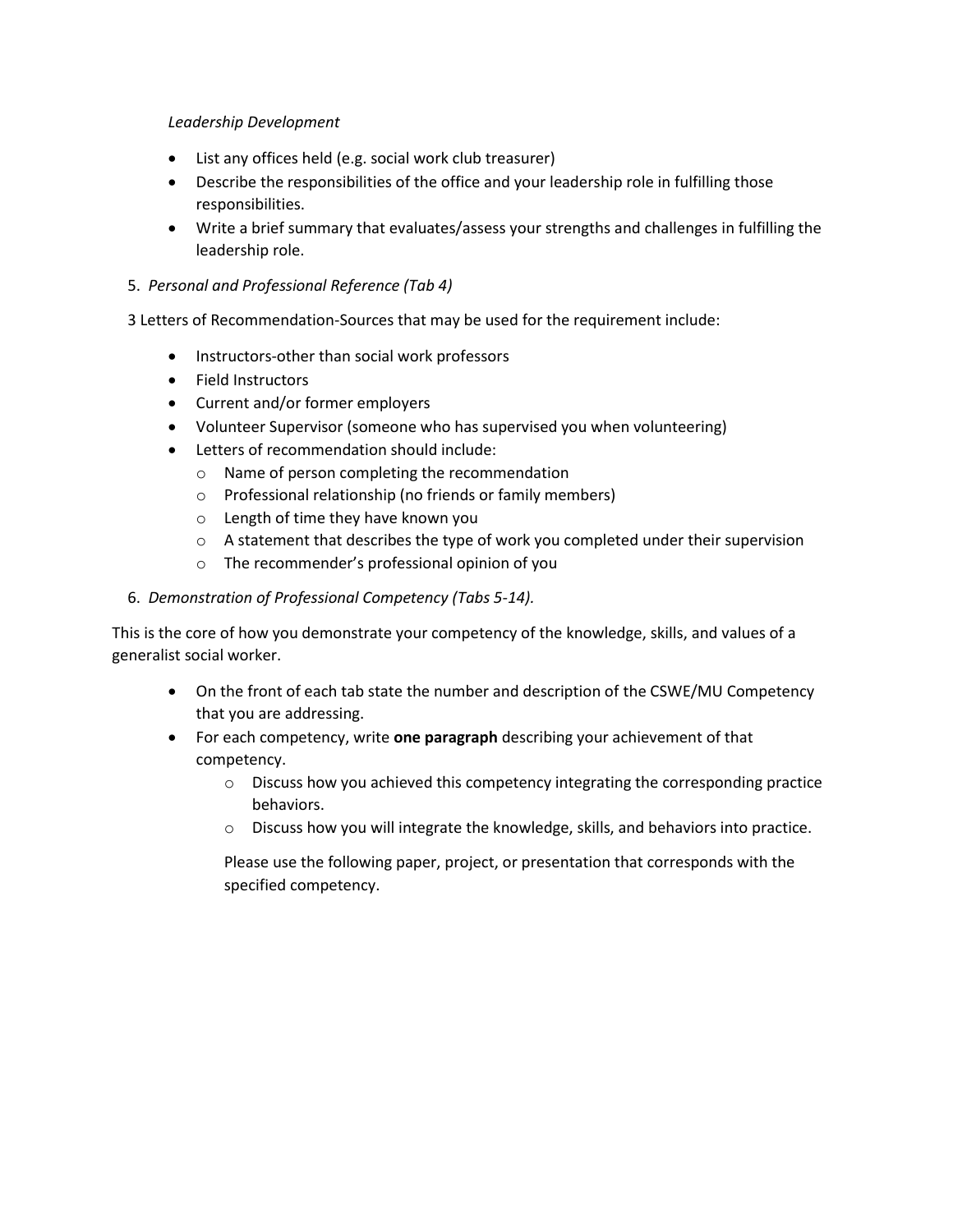*Leadership Development*

- List any offices held (e.g. social work club treasurer)
- Describe the responsibilities of the office and your leadership role in fulfilling those responsibilities.
- Write a brief summary that evaluates/assess your strengths and challenges in fulfilling the leadership role.

5. *Personal and Professional Reference (Tab 4)*

3 Letters of Recommendation-Sources that may be used for the requirement include:

- Instructors-other than social work professors
- Field Instructors
- Current and/or former employers
- Volunteer Supervisor (someone who has supervised you when volunteering)
- Letters of recommendation should include:
  - Name of person completing the recommendation
  - Professional relationship (no friends or family members)
  - Length of time they have known you
  - A statement that describes the type of work you completed under their supervision
  - The recommender's professional opinion of you

6. *Demonstration of Professional Competency (Tabs 5-14).*

This is the core of how you demonstrate your competency of the knowledge, skills, and values of a generalist social worker.

- On the front of each tab state the number and description of the CSWE/MU Competency that you are addressing.
- For each competency, write **one paragraph** describing your achievement of that competency.
  - Discuss how you achieved this competency integrating the corresponding practice behaviors.
  - Discuss how you will integrate the knowledge, skills, and behaviors into practice.

  Please use the following paper, project, or presentation that corresponds with the specified competency.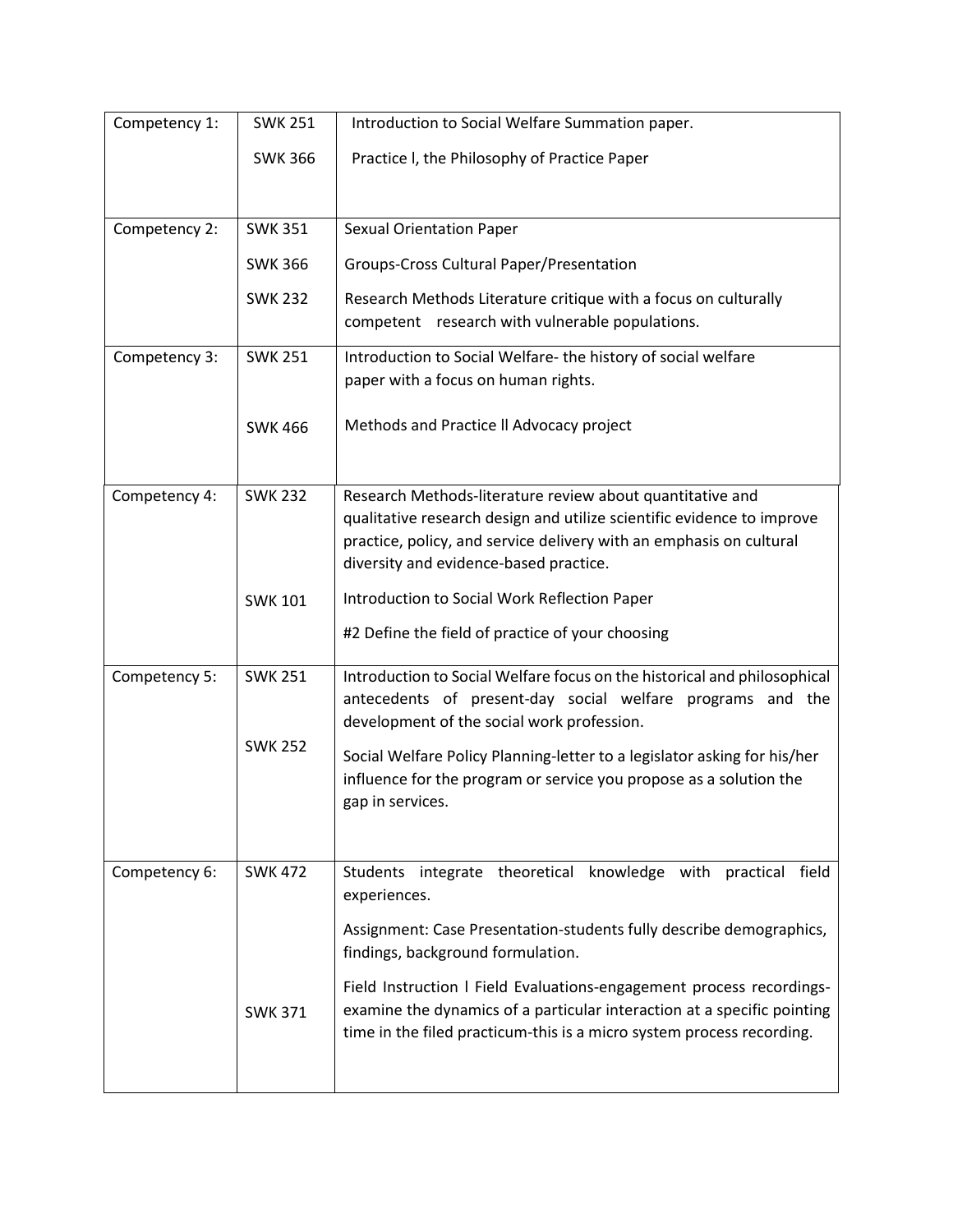| Competency | Course | Assignment |
|---|---|---|
| Competency 1: | SWK 251 | Introduction to Social Welfare Summation paper. |
| | SWK 366 | Practice l, the Philosophy of Practice Paper |
| Competency 2: | SWK 351 | Sexual Orientation Paper |
| | SWK 366 | Groups-Cross Cultural Paper/Presentation |
| | SWK 232 | Research Methods Literature critique with a focus on culturally competent research with vulnerable populations. |
| Competency 3: | SWK 251 | Introduction to Social Welfare- the history of social welfare paper with a focus on human rights. |
| | SWK 466 | Methods and Practice ll Advocacy project |
| Competency 4: | SWK 232 | Research Methods-literature review about quantitative and qualitative research design and utilize scientific evidence to improve practice, policy, and service delivery with an emphasis on cultural diversity and evidence-based practice. |
| | SWK 101 | Introduction to Social Work Reflection Paper<br>#2 Define the field of practice of your choosing |
| Competency 5: | SWK 251 | Introduction to Social Welfare focus on the historical and philosophical antecedents of present-day social welfare programs and the development of the social work profession. |
| | SWK 252 | Social Welfare Policy Planning-letter to a legislator asking for his/her influence for the program or service you propose as a solution the gap in services. |
| Competency 6: | SWK 472 | Students integrate theoretical knowledge with practical field experiences.<br>Assignment: Case Presentation-students fully describe demographics, findings, background formulation. |
| | SWK 371 | Field Instruction l Field Evaluations-engagement process recordings-examine the dynamics of a particular interaction at a specific pointing time in the filed practicum-this is a micro system process recording. |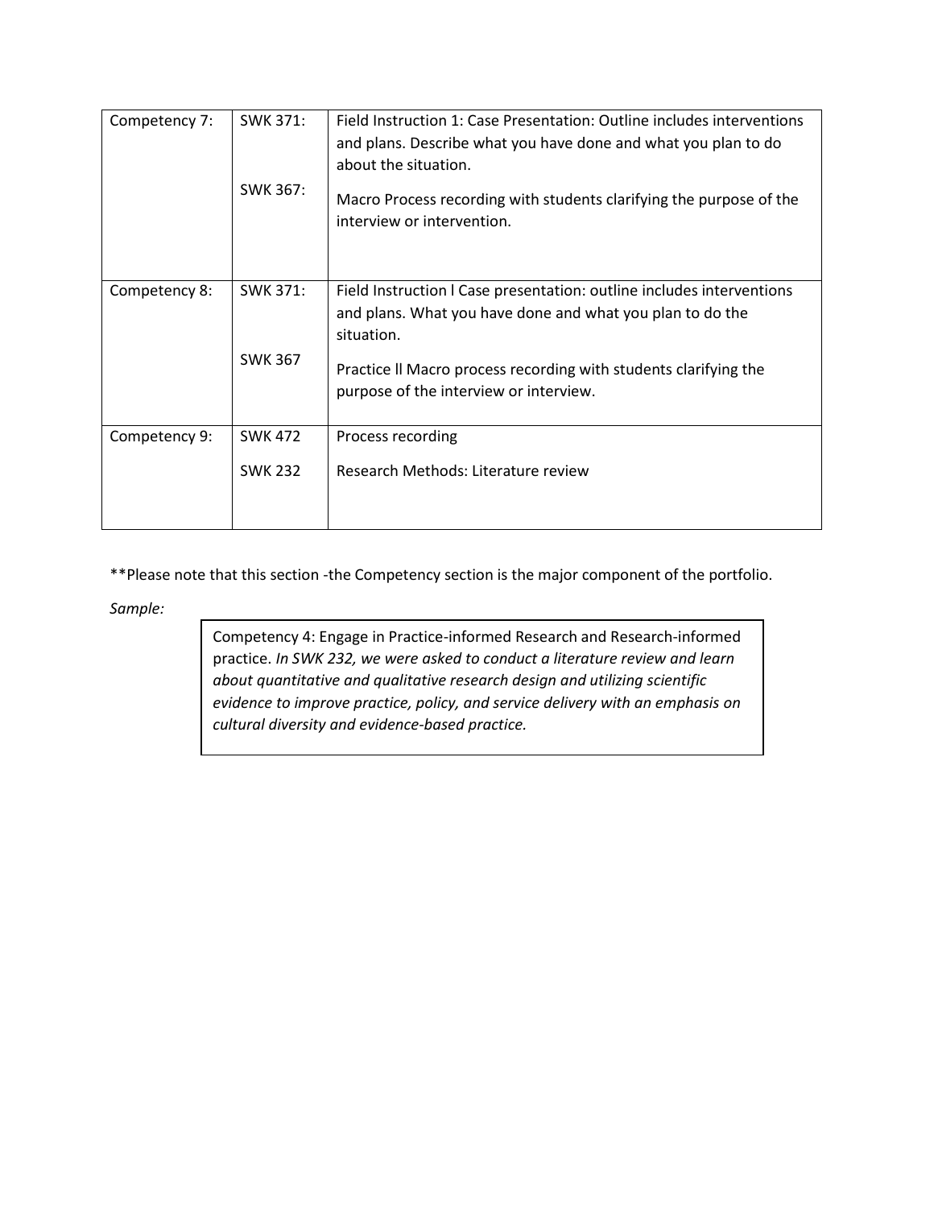| | | |
|---|---|---|
| Competency 7: | SWK 371:<br><br>SWK 367: | Field Instruction 1: Case Presentation: Outline includes interventions and plans. Describe what you have done and what you plan to do about the situation.<br><br>Macro Process recording with students clarifying the purpose of the interview or intervention. |
| Competency 8: | SWK 371:<br><br>SWK 367 | Field Instruction l Case presentation: outline includes interventions and plans. What you have done and what you plan to do the situation.<br><br>Practice ll Macro process recording with students clarifying the purpose of the interview or interview. |
| Competency 9: | SWK 472<br><br>SWK 232 | Process recording<br><br>Research Methods: Literature review |

**Please note that this section -the Competency section is the major component of the portfolio.

*Sample:*

> Competency 4: Engage in Practice-informed Research and Research-informed practice. *In SWK 232, we were asked to conduct a literature review and learn about quantitative and qualitative research design and utilizing scientific evidence to improve practice, policy, and service delivery with an emphasis on cultural diversity and evidence-based practice.*